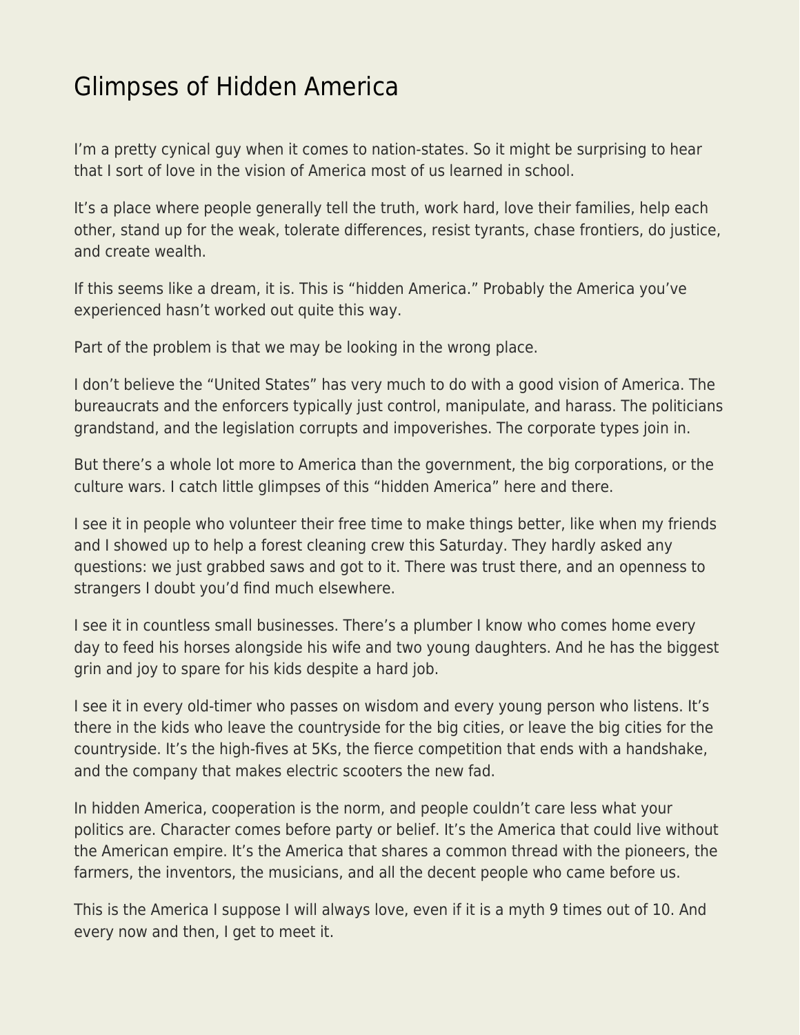# Glimpses of Hidden America

I'm a pretty cynical guy when it comes to nation-states. So it might be surprising to hear that I sort of love in the vision of America most of us learned in school.

It's a place where people generally tell the truth, work hard, love their families, help each other, stand up for the weak, tolerate differences, resist tyrants, chase frontiers, do justice, and create wealth.

If this seems like a dream, it is. This is "hidden America." Probably the America you've experienced hasn't worked out quite this way.

Part of the problem is that we may be looking in the wrong place.

I don't believe the "United States" has very much to do with a good vision of America. The bureaucrats and the enforcers typically just control, manipulate, and harass. The politicians grandstand, and the legislation corrupts and impoverishes. The corporate types join in.

But there's a whole lot more to America than the government, the big corporations, or the culture wars. I catch little glimpses of this "hidden America" here and there.

I see it in people who volunteer their free time to make things better, like when my friends and I showed up to help a forest cleaning crew this Saturday. They hardly asked any questions: we just grabbed saws and got to it. There was trust there, and an openness to strangers I doubt you'd find much elsewhere.

I see it in countless small businesses. There's a plumber I know who comes home every day to feed his horses alongside his wife and two young daughters. And he has the biggest grin and joy to spare for his kids despite a hard job.

I see it in every old-timer who passes on wisdom and every young person who listens. It's there in the kids who leave the countryside for the big cities, or leave the big cities for the countryside. It's the high-fives at 5Ks, the fierce competition that ends with a handshake, and the company that makes electric scooters the new fad.

In hidden America, cooperation is the norm, and people couldn't care less what your politics are. Character comes before party or belief. It's the America that could live without the American empire. It's the America that shares a common thread with the pioneers, the farmers, the inventors, the musicians, and all the decent people who came before us.

This is the America I suppose I will always love, even if it is a myth 9 times out of 10. And every now and then, I get to meet it.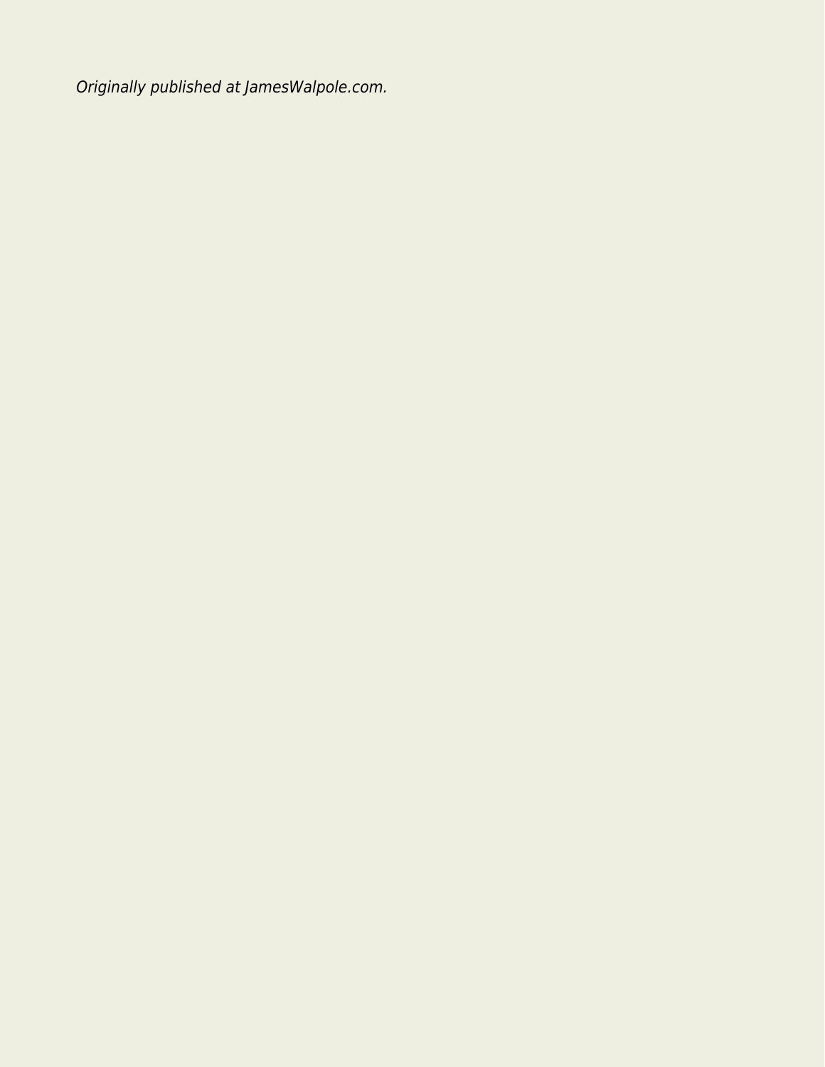*Originally published at JamesWalpole.com.*